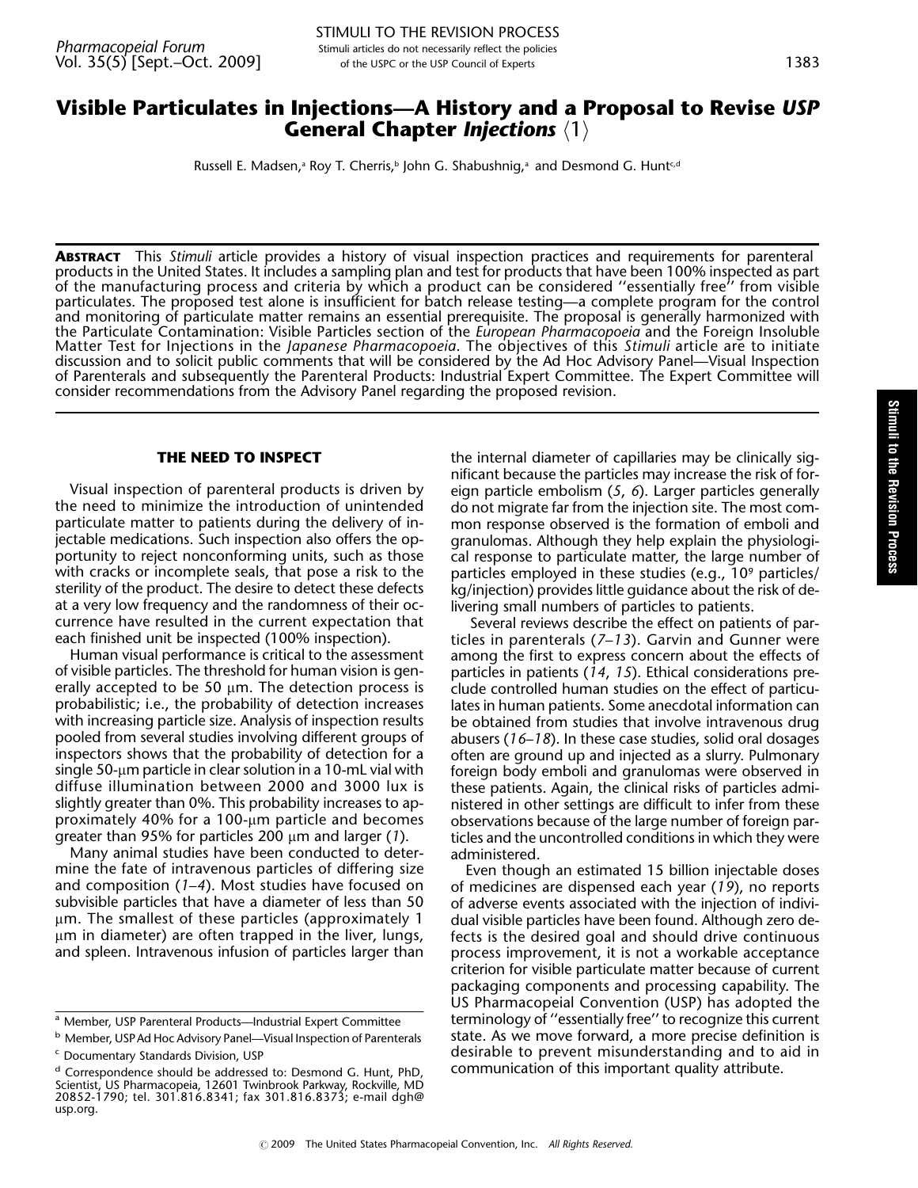# Visible Particulates in Injections—A History and a Proposal to Revise *USP* General Chapter *Injections* ⟨1⟩

Russell E. Madsen,[a] Roy T. Cherris,[b] John G. Shabushnig,[a] and Desmond G. Hunt[c,d]

**ABSTRACT** This *Stimuli* article provides a history of visual inspection practices and requirements for parenteral products in the United States. It includes a sampling plan and test for products that have been 100% inspected as part of the manufacturing process and criteria by which a product can be considered ''essentially free'' from visible particulates. The proposed test alone is insufficient for batch release testing—a complete program for the control and monitoring of particulate matter remains an essential prerequisite. The proposal is generally harmonized with the Particulate Contamination: Visible Particles section of the *European Pharmacopoeia* and the Foreign Insoluble Matter Test for Injections in the *Japanese Pharmacopoeia*. The objectives of this *Stimuli* article are to initiate discussion and to solicit public comments that will be considered by the Ad Hoc Advisory Panel—Visual Inspection of Parenterals and subsequently the Parenteral Products: Industrial Expert Committee. The Expert Committee will consider recommendations from the Advisory Panel regarding the proposed revision.

## THE NEED TO INSPECT

Visual inspection of parenteral products is driven by the need to minimize the introduction of unintended particulate matter to patients during the delivery of injectable medications. Such inspection also offers the opportunity to reject nonconforming units, such as those with cracks or incomplete seals, that pose a risk to the sterility of the product. The desire to detect these defects at a very low frequency and the randomness of their occurrence have resulted in the current expectation that each finished unit be inspected (100% inspection).

Human visual performance is critical to the assessment of visible particles. The threshold for human vision is generally accepted to be 50 µm. The detection process is probabilistic; i.e., the probability of detection increases with increasing particle size. Analysis of inspection results pooled from several studies involving different groups of inspectors shows that the probability of detection for a single 50-µm particle in clear solution in a 10-mL vial with diffuse illumination between 2000 and 3000 lux is slightly greater than 0%. This probability increases to approximately 40% for a 100-µm particle and becomes greater than 95% for particles 200 µm and larger (*1*).

Many animal studies have been conducted to determine the fate of intravenous particles of differing size and composition (*1–4*). Most studies have focused on subvisible particles that have a diameter of less than 50 µm. The smallest of these particles (approximately 1 µm in diameter) are often trapped in the liver, lungs, and spleen. Intravenous infusion of particles larger than the internal diameter of capillaries may be clinically significant because the particles may increase the risk of foreign particle embolism (*5*, *6*). Larger particles generally do not migrate far from the injection site. The most common response observed is the formation of emboli and granulomas. Although they help explain the physiological response to particulate matter, the large number of particles employed in these studies (e.g., $10^9$ particles/kg/injection) provides little guidance about the risk of delivering small numbers of particles to patients.

Several reviews describe the effect on patients of particles in parenterals (*7–13*). Garvin and Gunner were among the first to express concern about the effects of particles in patients (*14*, *15*). Ethical considerations preclude controlled human studies on the effect of particulates in human patients. Some anecdotal information can be obtained from studies that involve intravenous drug abusers (*16–18*). In these case studies, solid oral dosages often are ground up and injected as a slurry. Pulmonary foreign body emboli and granulomas were observed in these patients. Again, the clinical risks of particles administered in other settings are difficult to infer from these observations because of the large number of foreign particles and the uncontrolled conditions in which they were administered.

Even though an estimated 15 billion injectable doses of medicines are dispensed each year (*19*), no reports of adverse events associated with the injection of individual visible particles have been found. Although zero defects is the desired goal and should drive continuous process improvement, it is not a workable acceptance criterion for visible particulate matter because of current packaging components and processing capability. The US Pharmacopeial Convention (USP) has adopted the terminology of ''essentially free'' to recognize this current state. As we move forward, a more precise definition is desirable to prevent misunderstanding and to aid in communication of this important quality attribute.

---

[a] Member, USP Parenteral Products—Industrial Expert Committee

[b] Member, USP Ad Hoc Advisory Panel—Visual Inspection of Parenterals

[c] Documentary Standards Division, USP

[d] Correspondence should be addressed to: Desmond G. Hunt, PhD, Scientist, US Pharmacopeia, 12601 Twinbrook Parkway, Rockville, MD 20852-1790; tel. 301.816.8341; fax 301.816.8373; e-mail dgh@usp.org.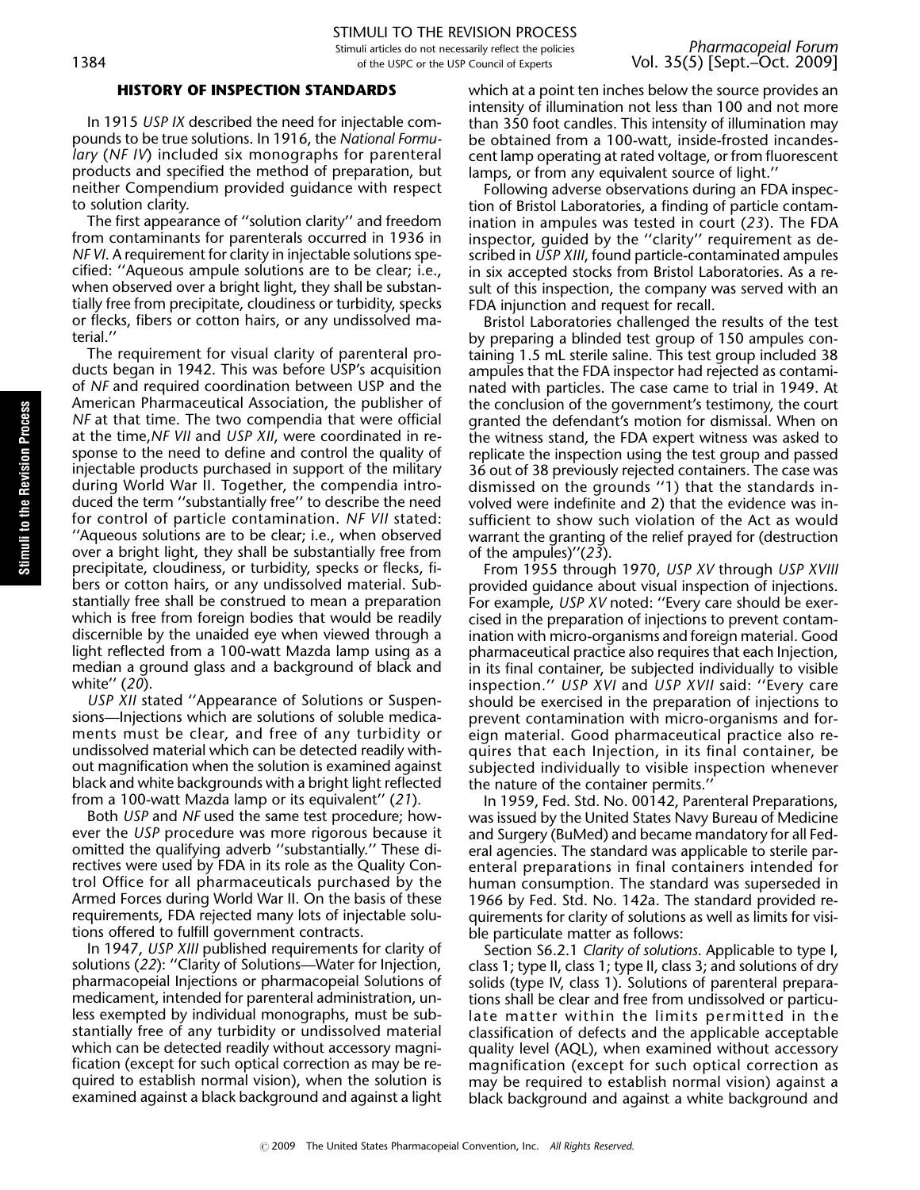## HISTORY OF INSPECTION STANDARDS

In 1915 *USP IX* described the need for injectable compounds to be true solutions. In 1916, the *National Formulary* (*NF IV*) included six monographs for parenteral products and specified the method of preparation, but neither Compendium provided guidance with respect to solution clarity.

The first appearance of ''solution clarity'' and freedom from contaminants for parenterals occurred in 1936 in *NF VI*. A requirement for clarity in injectable solutions specified: ''Aqueous ampule solutions are to be clear; i.e., when observed over a bright light, they shall be substantially free from precipitate, cloudiness or turbidity, specks or flecks, fibers or cotton hairs, or any undissolved material.''

The requirement for visual clarity of parenteral products began in 1942. This was before USP's acquisition of *NF* and required coordination between USP and the American Pharmaceutical Association, the publisher of *NF* at that time. The two compendia that were official at the time, *NF VII* and *USP XII*, were coordinated in response to the need to define and control the quality of injectable products purchased in support of the military during World War II. Together, the compendia introduced the term ''substantially free'' to describe the need for control of particle contamination. *NF VII* stated: ''Aqueous solutions are to be clear; i.e., when observed over a bright light, they shall be substantially free from precipitate, cloudiness, or turbidity, specks or flecks, fibers or cotton hairs, or any undissolved material. Substantially free shall be construed to mean a preparation which is free from foreign bodies that would be readily discernible by the unaided eye when viewed through a light reflected from a 100-watt Mazda lamp using as a median a ground glass and a background of black and white'' (*20*).

*USP XII* stated ''Appearance of Solutions or Suspensions—Injections which are solutions of soluble medicaments must be clear, and free of any turbidity or undissolved material which can be detected readily without magnification when the solution is examined against black and white backgrounds with a bright light reflected from a 100-watt Mazda lamp or its equivalent'' (*21*).

Both *USP* and *NF* used the same test procedure; however the *USP* procedure was more rigorous because it omitted the qualifying adverb ''substantially.'' These directives were used by FDA in its role as the Quality Control Office for all pharmaceuticals purchased by the Armed Forces during World War II. On the basis of these requirements, FDA rejected many lots of injectable solutions offered to fulfill government contracts.

In 1947, *USP XIII* published requirements for clarity of solutions (*22*): ''Clarity of Solutions—Water for Injection, pharmacopeial Injections or pharmacopeial Solutions of medicament, intended for parenteral administration, unless exempted by individual monographs, must be substantially free of any turbidity or undissolved material which can be detected readily without accessory magnification (except for such optical correction as may be required to establish normal vision), when the solution is examined against a black background and against a light which at a point ten inches below the source provides an intensity of illumination not less than 100 and not more than 350 foot candles. This intensity of illumination may be obtained from a 100-watt, inside-frosted incandescent lamp operating at rated voltage, or from fluorescent lamps, or from any equivalent source of light.''

Following adverse observations during an FDA inspection of Bristol Laboratories, a finding of particle contamination in ampules was tested in court (*23*). The FDA inspector, guided by the ''clarity'' requirement as described in *USP XIII*, found particle-contaminated ampules in six accepted stocks from Bristol Laboratories. As a result of this inspection, the company was served with an FDA injunction and request for recall.

Bristol Laboratories challenged the results of the test by preparing a blinded test group of 150 ampules containing 1.5 mL sterile saline. This test group included 38 ampules that the FDA inspector had rejected as contaminated with particles. The case came to trial in 1949. At the conclusion of the government's testimony, the court granted the defendant's motion for dismissal. When on the witness stand, the FDA expert witness was asked to replicate the inspection using the test group and passed 36 out of 38 previously rejected containers. The case was dismissed on the grounds ''1) that the standards involved were indefinite and 2) that the evidence was insufficient to show such violation of the Act as would warrant the granting of the relief prayed for (destruction of the ampules)''(*23*).

From 1955 through 1970, *USP XV* through *USP XVIII* provided guidance about visual inspection of injections. For example, *USP XV* noted: ''Every care should be exercised in the preparation of injections to prevent contamination with micro-organisms and foreign material. Good pharmaceutical practice also requires that each Injection, in its final container, be subjected individually to visible inspection.'' *USP XVI* and *USP XVII* said: ''Every care should be exercised in the preparation of injections to prevent contamination with micro-organisms and foreign material. Good pharmaceutical practice also requires that each Injection, in its final container, be subjected individually to visible inspection whenever the nature of the container permits.''

In 1959, Fed. Std. No. 00142, Parenteral Preparations, was issued by the United States Navy Bureau of Medicine and Surgery (BuMed) and became mandatory for all Federal agencies. The standard was applicable to sterile parenteral preparations in final containers intended for human consumption. The standard was superseded in 1966 by Fed. Std. No. 142a. The standard provided requirements for clarity of solutions as well as limits for visible particulate matter as follows:

Section S6.2.1 *Clarity of solutions*. Applicable to type I, class 1; type II, class 1; type II, class 3; and solutions of dry solids (type IV, class 1). Solutions of parenteral preparations shall be clear and free from undissolved or particulate matter within the limits permitted in the classification of defects and the applicable acceptable quality level (AQL), when examined without accessory magnification (except for such optical correction as may be required to establish normal vision) against a black background and against a white background and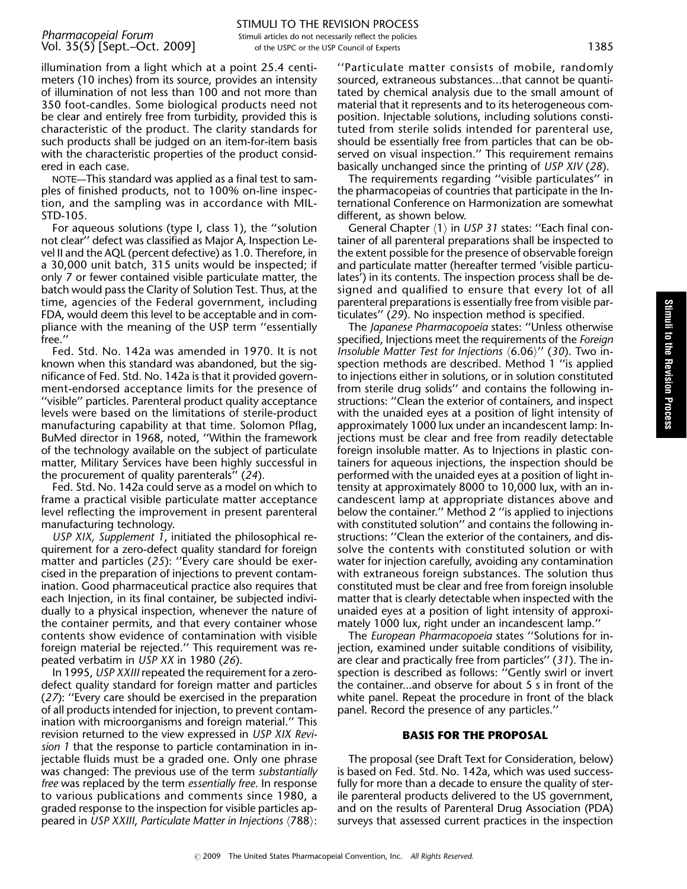illumination from a light which at a point 25.4 centimeters (10 inches) from its source, provides an intensity of illumination of not less than 100 and not more than 350 foot-candles. Some biological products need not be clear and entirely free from turbidity, provided this is characteristic of the product. The clarity standards for such products shall be judged on an item-for-item basis with the characteristic properties of the product considered in each case.

NOTE—This standard was applied as a final test to samples of finished products, not to 100% on-line inspection, and the sampling was in accordance with MIL-STD-105.

For aqueous solutions (type I, class 1), the ''solution not clear'' defect was classified as Major A, Inspection Level II and the AQL (percent defective) as 1.0. Therefore, in a 30,000 unit batch, 315 units would be inspected; if only 7 or fewer contained visible particulate matter, the batch would pass the Clarity of Solution Test. Thus, at the time, agencies of the Federal government, including FDA, would deem this level to be acceptable and in compliance with the meaning of the USP term ''essentially free.''

Fed. Std. No. 142a was amended in 1970. It is not known when this standard was abandoned, but the significance of Fed. Std. No. 142a is that it provided government-endorsed acceptance limits for the presence of ''visible'' particles. Parenteral product quality acceptance levels were based on the limitations of sterile-product manufacturing capability at that time. Solomon Pflag, BuMed director in 1968, noted, ''Within the framework of the technology available on the subject of particulate matter, Military Services have been highly successful in the procurement of quality parenterals'' (*24*).

Fed. Std. No. 142a could serve as a model on which to frame a practical visible particulate matter acceptance level reflecting the improvement in present parenteral manufacturing technology.

*USP XIX, Supplement 1*, initiated the philosophical requirement for a zero-defect quality standard for foreign matter and particles (*25*): ''Every care should be exercised in the preparation of injections to prevent contamination. Good pharmaceutical practice also requires that each Injection, in its final container, be subjected individually to a physical inspection, whenever the nature of the container permits, and that every container whose contents show evidence of contamination with visible foreign material be rejected.'' This requirement was repeated verbatim in *USP XX* in 1980 (*26*).

In 1995, *USP XXIII* repeated the requirement for a zero-defect quality standard for foreign matter and particles (*27*): ''Every care should be exercised in the preparation of all products intended for injection, to prevent contamination with microorganisms and foreign material.'' This revision returned to the view expressed in *USP XIX Revision 1* that the response to particle contamination in injectable fluids must be a graded one. Only one phrase was changed: The previous use of the term *substantially free* was replaced by the term *essentially free*. In response to various publications and comments since 1980, a graded response to the inspection for visible particles appeared in *USP XXIII*, *Particulate Matter in Injections* ⟨788⟩: ''Particulate matter consists of mobile, randomly sourced, extraneous substances...that cannot be quantitated by chemical analysis due to the small amount of material that it represents and to its heterogeneous composition. Injectable solutions, including solutions constituted from sterile solids intended for parenteral use, should be essentially free from particles that can be observed on visual inspection.'' This requirement remains basically unchanged since the printing of *USP XIV* (*28*).

The requirements regarding ''visible particulates'' in the pharmacopeias of countries that participate in the International Conference on Harmonization are somewhat different, as shown below.

General Chapter ⟨1⟩ in *USP 31* states: ''Each final container of all parenteral preparations shall be inspected to the extent possible for the presence of observable foreign and particulate matter (hereafter termed 'visible particulates') in its contents. The inspection process shall be designed and qualified to ensure that every lot of all parenteral preparations is essentially free from visible particulates'' (*29*). No inspection method is specified.

The *Japanese Pharmacopoeia* states: ''Unless otherwise specified, Injections meet the requirements of the *Foreign Insoluble Matter Test for Injections* ⟨6.06⟩'' (*30*). Two inspection methods are described. Method 1 ''is applied to injections either in solutions, or in solution constituted from sterile drug solids'' and contains the following instructions: ''Clean the exterior of containers, and inspect with the unaided eyes at a position of light intensity of approximately 1000 lux under an incandescent lamp: Injections must be clear and free from readily detectable foreign insoluble matter. As to Injections in plastic containers for aqueous injections, the inspection should be performed with the unaided eyes at a position of light intensity at approximately 8000 to 10,000 lux, with an incandescent lamp at appropriate distances above and below the container.'' Method 2 ''is applied to injections with constituted solution'' and contains the following instructions: ''Clean the exterior of the containers, and dissolve the contents with constituted solution or with water for injection carefully, avoiding any contamination with extraneous foreign substances. The solution thus constituted must be clear and free from foreign insoluble matter that is clearly detectable when inspected with the unaided eyes at a position of light intensity of approximately 1000 lux, right under an incandescent lamp.''

The *European Pharmacopoeia* states ''Solutions for injection, examined under suitable conditions of visibility, are clear and practically free from particles'' (*31*). The inspection is described as follows: ''Gently swirl or invert the container...and observe for about 5 s in front of the white panel. Repeat the procedure in front of the black panel. Record the presence of any particles.''

## BASIS FOR THE PROPOSAL

The proposal (see Draft Text for Consideration, below) is based on Fed. Std. No. 142a, which was used successfully for more than a decade to ensure the quality of sterile parenteral products delivered to the US government, and on the results of Parenteral Drug Association (PDA) surveys that assessed current practices in the inspection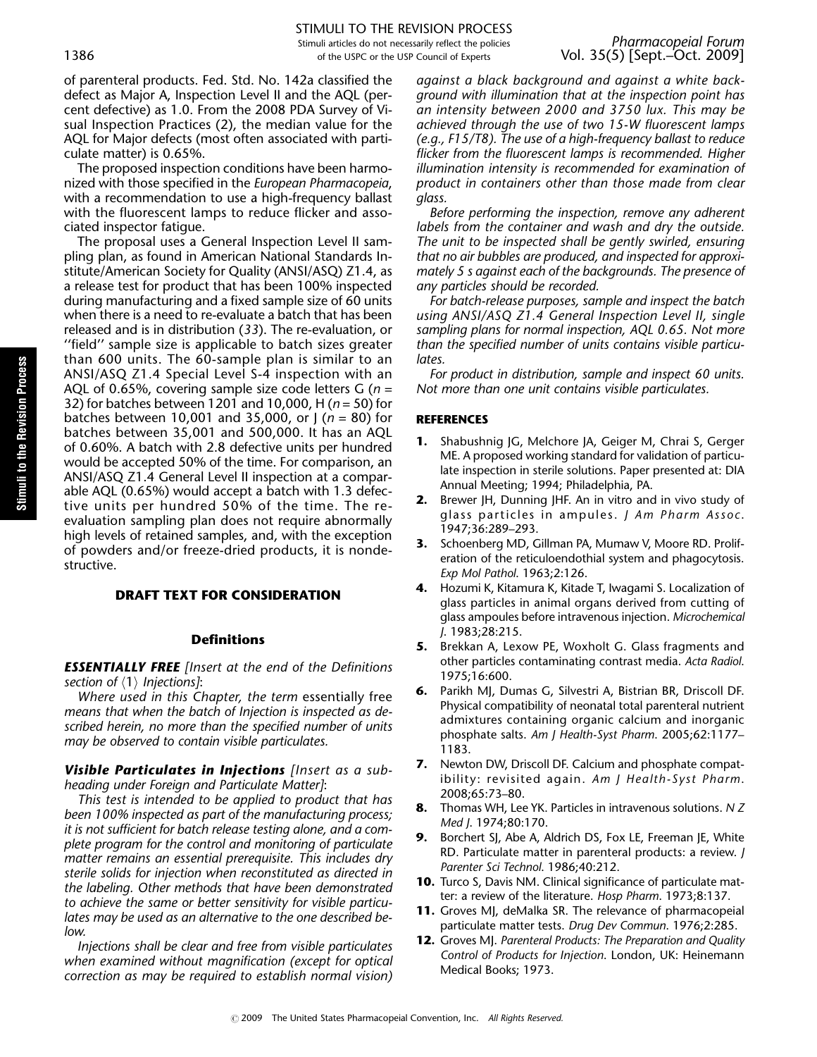of parenteral products. Fed. Std. No. 142a classified the defect as Major A, Inspection Level II and the AQL (percent defective) as 1.0. From the 2008 PDA Survey of Visual Inspection Practices (2), the median value for the AQL for Major defects (most often associated with particulate matter) is 0.65%.

The proposed inspection conditions have been harmonized with those specified in the *European Pharmacopeia*, with a recommendation to use a high-frequency ballast with the fluorescent lamps to reduce flicker and associated inspector fatigue.

The proposal uses a General Inspection Level II sampling plan, as found in American National Standards Institute/American Society for Quality (ANSI/ASQ) Z1.4, as a release test for product that has been 100% inspected during manufacturing and a fixed sample size of 60 units when there is a need to re-evaluate a batch that has been released and is in distribution (33). The re-evaluation, or ''field'' sample size is applicable to batch sizes greater than 600 units. The 60-sample plan is similar to an ANSI/ASQ Z1.4 Special Level S-4 inspection with an AQL of 0.65%, covering sample size code letters G ($n$ = 32) for batches between 1201 and 10,000, H ($n$ = 50) for batches between 10,001 and 35,000, or J ($n$ = 80) for batches between 35,001 and 500,000. It has an AQL of 0.60%. A batch with 2.8 defective units per hundred would be accepted 50% of the time. For comparison, an ANSI/ASQ Z1.4 General Level II inspection at a comparable AQL (0.65%) would accept a batch with 1.3 defective units per hundred 50% of the time. The re-evaluation sampling plan does not require abnormally high levels of retained samples, and, with the exception of powders and/or freeze-dried products, it is nondestructive.

## DRAFT TEXT FOR CONSIDERATION

### Definitions

***ESSENTIALLY FREE*** *[Insert at the end of the Definitions section of ⟨1⟩ Injections]*:

*Where used in this Chapter, the term* essentially free *means that when the batch of Injection is inspected as described herein, no more than the specified number of units may be observed to contain visible particulates.*

***Visible Particulates in Injections*** *[Insert as a subheading under Foreign and Particulate Matter]*:

*This test is intended to be applied to product that has been 100% inspected as part of the manufacturing process; it is not sufficient for batch release testing alone, and a complete program for the control and monitoring of particulate matter remains an essential prerequisite. This includes dry sterile solids for injection when reconstituted as directed in the labeling. Other methods that have been demonstrated to achieve the same or better sensitivity for visible particulates may be used as an alternative to the one described below.*

*Injections shall be clear and free from visible particulates when examined without magnification (except for optical correction as may be required to establish normal vision) against a black background and against a white background with illumination that at the inspection point has an intensity between 2000 and 3750 lux. This may be achieved through the use of two 15-W fluorescent lamps (e.g., F15/T8). The use of a high-frequency ballast to reduce flicker from the fluorescent lamps is recommended. Higher illumination intensity is recommended for examination of product in containers other than those made from clear glass.*

*Before performing the inspection, remove any adherent labels from the container and wash and dry the outside. The unit to be inspected shall be gently swirled, ensuring that no air bubbles are produced, and inspected for approximately 5 s against each of the backgrounds. The presence of any particles should be recorded.*

*For batch-release purposes, sample and inspect the batch using ANSI/ASQ Z1.4 General Inspection Level II, single sampling plans for normal inspection, AQL 0.65. Not more than the specified number of units contains visible particulates.*

*For product in distribution, sample and inspect 60 units. Not more than one unit contains visible particulates.*

### REFERENCES

1. Shabushnig JG, Melchore JA, Geiger M, Chrai S, Gerger ME. A proposed working standard for validation of particulate inspection in sterile solutions. Paper presented at: DIA Annual Meeting; 1994; Philadelphia, PA.
2. Brewer JH, Dunning JHF. An in vitro and in vivo study of glass particles in ampules. *J Am Pharm Assoc.* 1947;36:289–293.
3. Schoenberg MD, Gillman PA, Mumaw V, Moore RD. Proliferation of the reticuloendothial system and phagocytosis. *Exp Mol Pathol.* 1963;2:126.
4. Hozumi K, Kitamura K, Kitade T, Iwagami S. Localization of glass particles in animal organs derived from cutting of glass ampoules before intravenous injection. *Microchemical J.* 1983;28:215.
5. Brekkan A, Lexow PE, Woxholt G. Glass fragments and other particles contaminating contrast media. *Acta Radiol.* 1975;16:600.
6. Parikh MJ, Dumas G, Silvestri A, Bistrian BR, Driscoll DF. Physical compatibility of neonatal total parenteral nutrient admixtures containing organic calcium and inorganic phosphate salts. *Am J Health-Syst Pharm.* 2005;62:1177–1183.
7. Newton DW, Driscoll DF. Calcium and phosphate compatibility: revisited again. *Am J Health-Syst Pharm.* 2008;65:73–80.
8. Thomas WH, Lee YK. Particles in intravenous solutions. *N Z Med J.* 1974;80:170.
9. Borchert SJ, Abe A, Aldrich DS, Fox LE, Freeman JE, White RD. Particulate matter in parenteral products: a review. *J Parenter Sci Technol.* 1986;40:212.
10. Turco S, Davis NM. Clinical significance of particulate matter: a review of the literature. *Hosp Pharm.* 1973;8:137.
11. Groves MJ, deMalka SR. The relevance of pharmacopeial particulate matter tests. *Drug Dev Commun.* 1976;2:285.
12. Groves MJ. *Parenteral Products: The Preparation and Quality Control of Products for Injection*. London, UK: Heinemann Medical Books; 1973.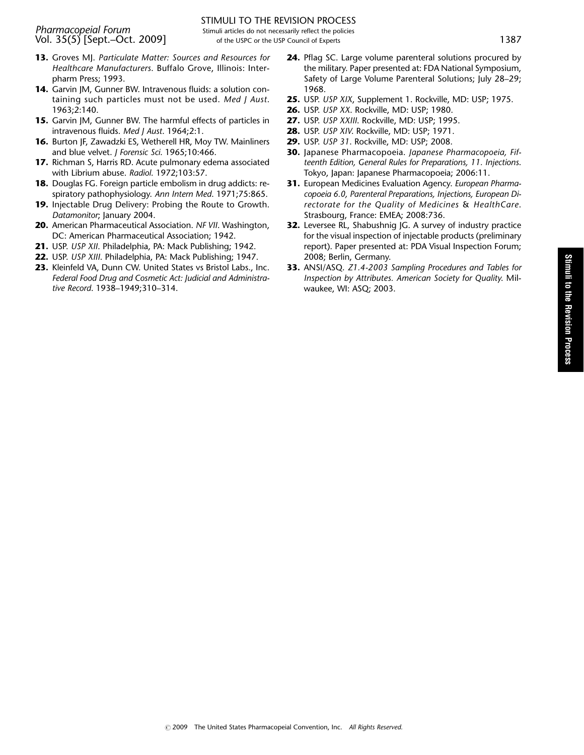13. Groves MJ. *Particulate Matter: Sources and Resources for Healthcare Manufacturers*. Buffalo Grove, Illinois: Interpharm Press; 1993.
14. Garvin JM, Gunner BW. Intravenous fluids: a solution containing such particles must not be used. *Med J Aust*. 1963;2:140.
15. Garvin JM, Gunner BW. The harmful effects of particles in intravenous fluids. *Med J Aust*. 1964;2:1.
16. Burton JF, Zawadzki ES, Wetherell HR, Moy TW. Mainliners and blue velvet. *J Forensic Sci*. 1965;10:466.
17. Richman S, Harris RD. Acute pulmonary edema associated with Librium abuse. *Radiol.* 1972;103:57.
18. Douglas FG. Foreign particle embolism in drug addicts: respiratory pathophysiology. *Ann Intern Med*. 1971;75:865.
19. Injectable Drug Delivery: Probing the Route to Growth. *Datamonitor*; January 2004.
20. American Pharmaceutical Association. *NF VII*. Washington, DC: American Pharmaceutical Association; 1942.
21. USP. *USP XII*. Philadelphia, PA: Mack Publishing; 1942.
22. USP. *USP XIII*. Philadelphia, PA: Mack Publishing; 1947.
23. Kleinfeld VA, Dunn CW. United States vs Bristol Labs., Inc. *Federal Food Drug and Cosmetic Act: Judicial and Administrative Record*. 1938–1949;310–314.
24. Pflag SC. Large volume parenteral solutions procured by the military. Paper presented at: FDA National Symposium, Safety of Large Volume Parenteral Solutions; July 28–29; 1968.
25. USP. *USP XIX*, Supplement 1. Rockville, MD: USP; 1975.
26. USP. *USP XX*. Rockville, MD: USP; 1980.
27. USP. *USP XXIII*. Rockville, MD: USP; 1995.
28. USP. *USP XIV*. Rockville, MD: USP; 1971.
29. USP. *USP 31*. Rockville, MD: USP; 2008.
30. Japanese Pharmacopoeia. *Japanese Pharmacopoeia, Fifteenth Edition, General Rules for Preparations, 11. Injections*. Tokyo, Japan: Japanese Pharmacopoeia; 2006:11.
31. European Medicines Evaluation Agency. *European Pharmacopoeia 6.0, Parenteral Preparations, Injections, European Directorate for the Quality of Medicines & HealthCare*. Strasbourg, France: EMEA; 2008:736.
32. Leversee RL, Shabushnig JG. A survey of industry practice for the visual inspection of injectable products (preliminary report). Paper presented at: PDA Visual Inspection Forum; 2008; Berlin, Germany.
33. ANSI/ASQ. *Z1.4-2003 Sampling Procedures and Tables for Inspection by Attributes. American Society for Quality.* Milwaukee, WI: ASQ; 2003.